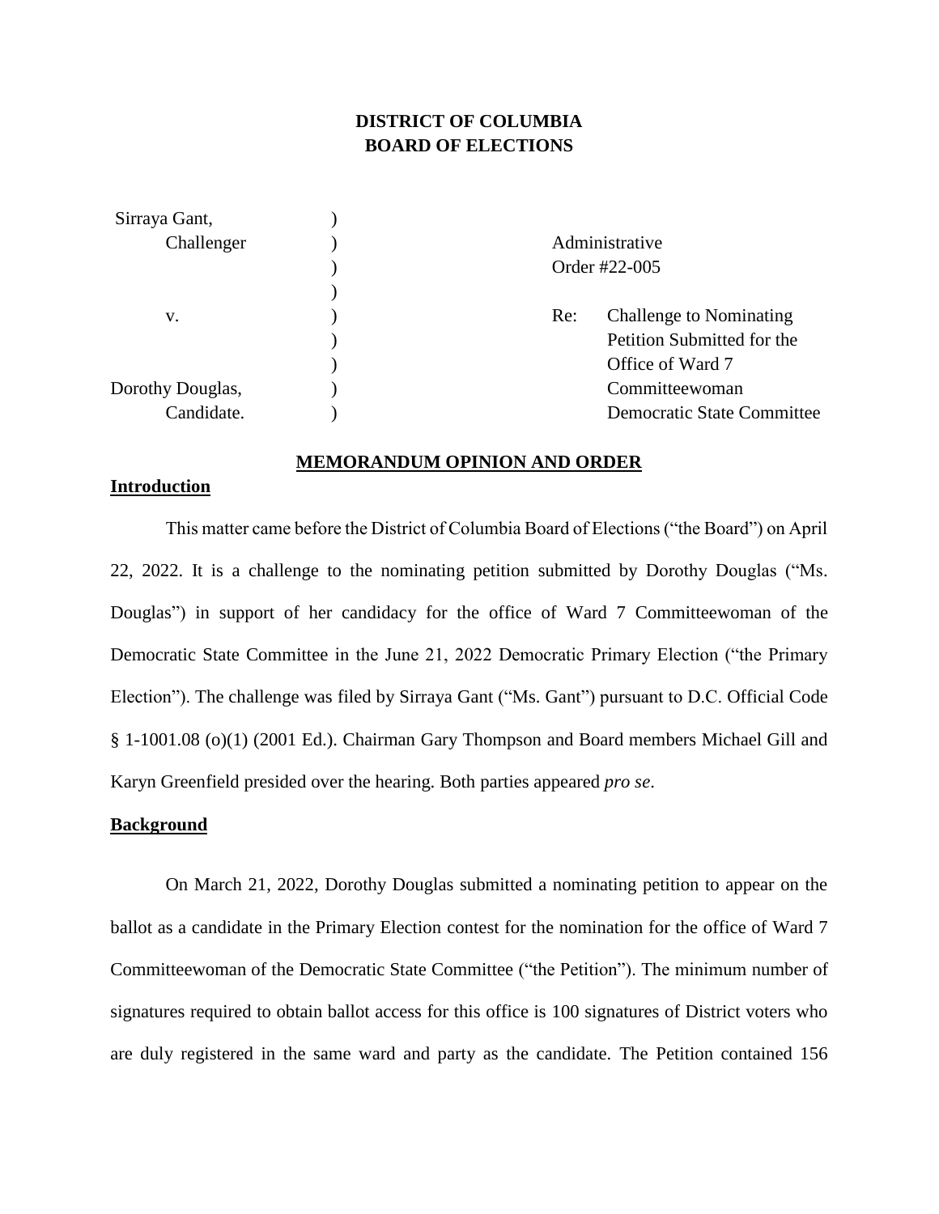# DISTRICT OF COLUMBIA
# BOARD OF ELECTIONS

| | | |
|---|---|---|
| Sirraya Gant, | ) | |
| Challenger | ) | Administrative |
| | ) | Order #22-005 |
| | ) | |
| v. | ) | Re: Challenge to Nominating |
| | ) | Petition Submitted for the |
| | ) | Office of Ward 7 |
| Dorothy Douglas, | ) | Committeewoman |
| Candidate. | ) | Democratic State Committee |

## MEMORANDUM OPINION AND ORDER

### Introduction

This matter came before the District of Columbia Board of Elections ("the Board") on April 22, 2022. It is a challenge to the nominating petition submitted by Dorothy Douglas ("Ms. Douglas") in support of her candidacy for the office of Ward 7 Committeewoman of the Democratic State Committee in the June 21, 2022 Democratic Primary Election ("the Primary Election"). The challenge was filed by Sirraya Gant ("Ms. Gant") pursuant to D.C. Official Code § 1-1001.08 (o)(1) (2001 Ed.). Chairman Gary Thompson and Board members Michael Gill and Karyn Greenfield presided over the hearing. Both parties appeared *pro se*.

### Background

On March 21, 2022, Dorothy Douglas submitted a nominating petition to appear on the ballot as a candidate in the Primary Election contest for the nomination for the office of Ward 7 Committeewoman of the Democratic State Committee ("the Petition"). The minimum number of signatures required to obtain ballot access for this office is 100 signatures of District voters who are duly registered in the same ward and party as the candidate. The Petition contained 156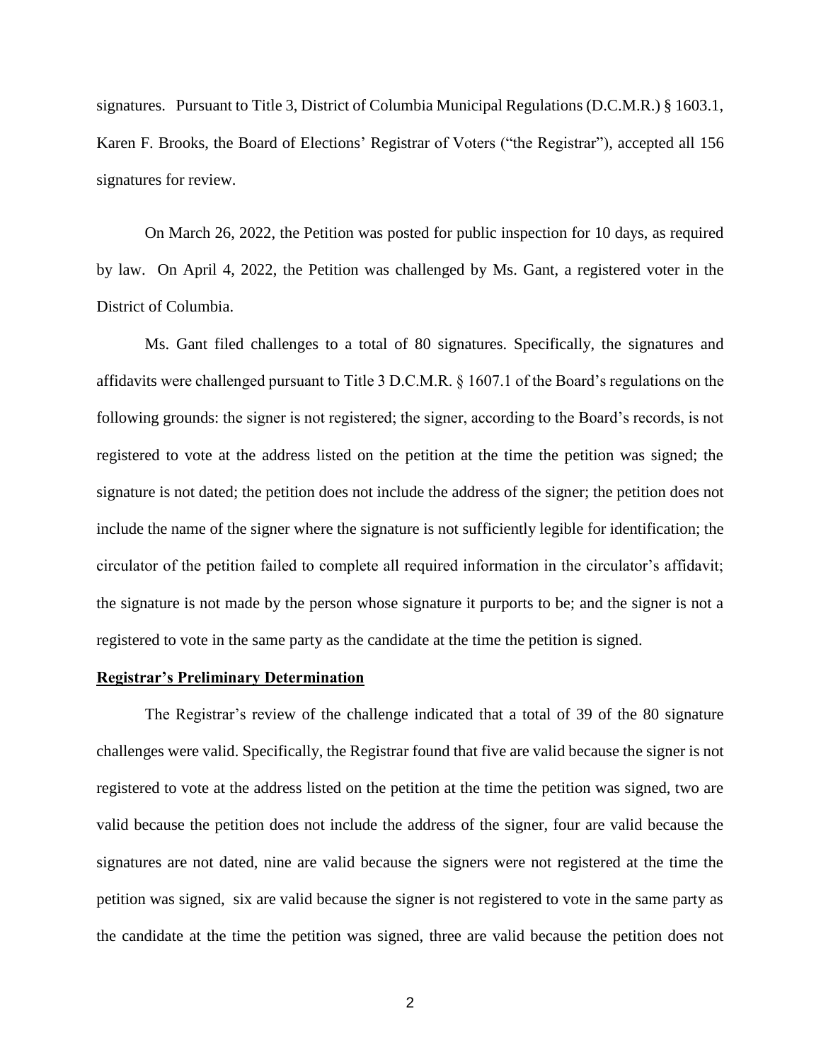signatures. Pursuant to Title 3, District of Columbia Municipal Regulations (D.C.M.R.) § 1603.1, Karen F. Brooks, the Board of Elections' Registrar of Voters ("the Registrar"), accepted all 156 signatures for review.

On March 26, 2022, the Petition was posted for public inspection for 10 days, as required by law. On April 4, 2022, the Petition was challenged by Ms. Gant, a registered voter in the District of Columbia.

Ms. Gant filed challenges to a total of 80 signatures. Specifically, the signatures and affidavits were challenged pursuant to Title 3 D.C.M.R. § 1607.1 of the Board's regulations on the following grounds: the signer is not registered; the signer, according to the Board's records, is not registered to vote at the address listed on the petition at the time the petition was signed; the signature is not dated; the petition does not include the address of the signer; the petition does not include the name of the signer where the signature is not sufficiently legible for identification; the circulator of the petition failed to complete all required information in the circulator's affidavit; the signature is not made by the person whose signature it purports to be; and the signer is not a registered to vote in the same party as the candidate at the time the petition is signed.

**Registrar's Preliminary Determination**

The Registrar's review of the challenge indicated that a total of 39 of the 80 signature challenges were valid. Specifically, the Registrar found that five are valid because the signer is not registered to vote at the address listed on the petition at the time the petition was signed, two are valid because the petition does not include the address of the signer, four are valid because the signatures are not dated, nine are valid because the signers were not registered at the time the petition was signed, six are valid because the signer is not registered to vote in the same party as the candidate at the time the petition was signed, three are valid because the petition does not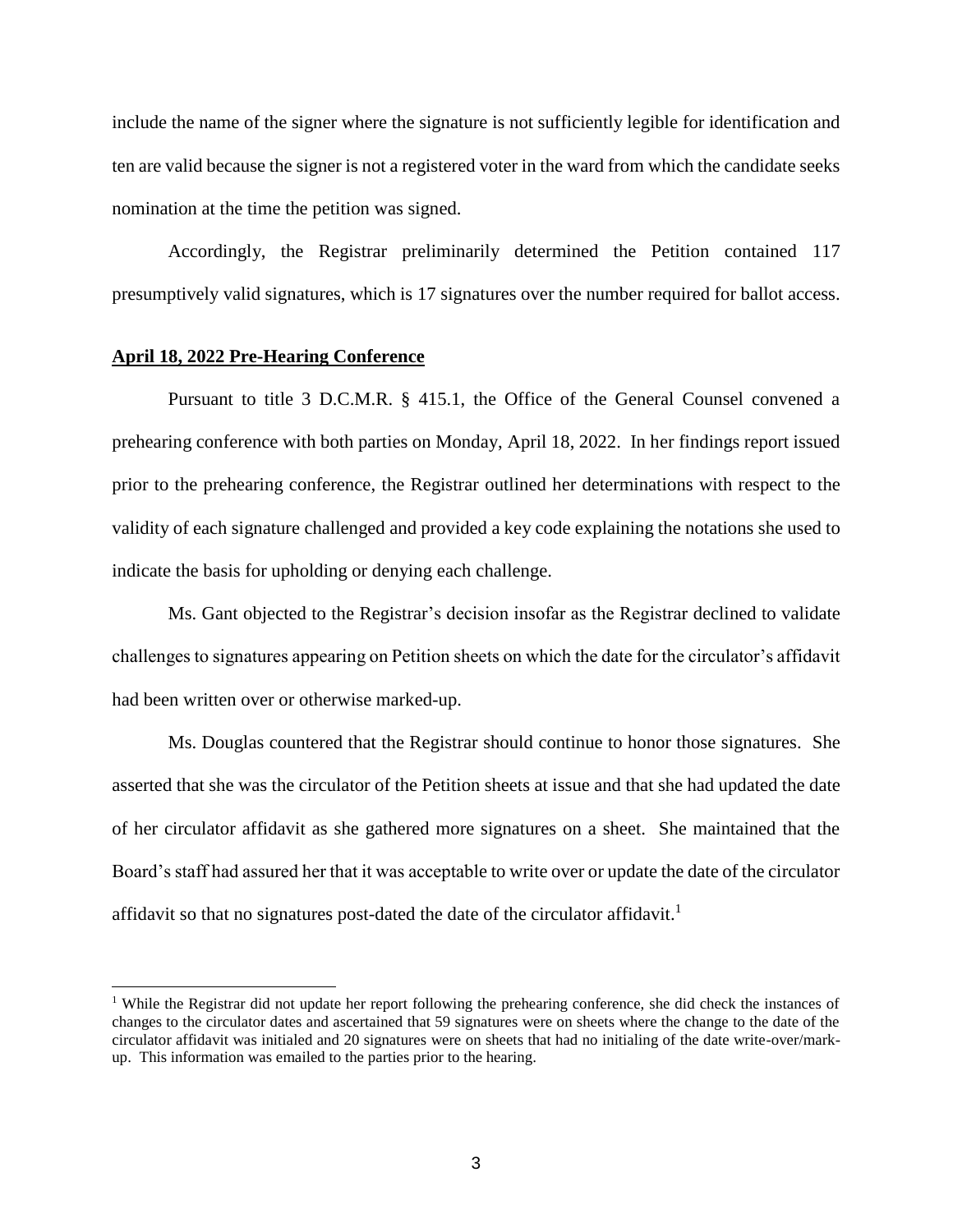include the name of the signer where the signature is not sufficiently legible for identification and ten are valid because the signer is not a registered voter in the ward from which the candidate seeks nomination at the time the petition was signed.

Accordingly, the Registrar preliminarily determined the Petition contained 117 presumptively valid signatures, which is 17 signatures over the number required for ballot access.

**April 18, 2022 Pre-Hearing Conference**

Pursuant to title 3 D.C.M.R. § 415.1, the Office of the General Counsel convened a prehearing conference with both parties on Monday, April 18, 2022. In her findings report issued prior to the prehearing conference, the Registrar outlined her determinations with respect to the validity of each signature challenged and provided a key code explaining the notations she used to indicate the basis for upholding or denying each challenge.

Ms. Gant objected to the Registrar's decision insofar as the Registrar declined to validate challenges to signatures appearing on Petition sheets on which the date for the circulator's affidavit had been written over or otherwise marked-up.

Ms. Douglas countered that the Registrar should continue to honor those signatures. She asserted that she was the circulator of the Petition sheets at issue and that she had updated the date of her circulator affidavit as she gathered more signatures on a sheet. She maintained that the Board's staff had assured her that it was acceptable to write over or update the date of the circulator affidavit so that no signatures post-dated the date of the circulator affidavit.[1]

[1] While the Registrar did not update her report following the prehearing conference, she did check the instances of changes to the circulator dates and ascertained that 59 signatures were on sheets where the change to the date of the circulator affidavit was initialed and 20 signatures were on sheets that had no initialing of the date write-over/mark-up. This information was emailed to the parties prior to the hearing.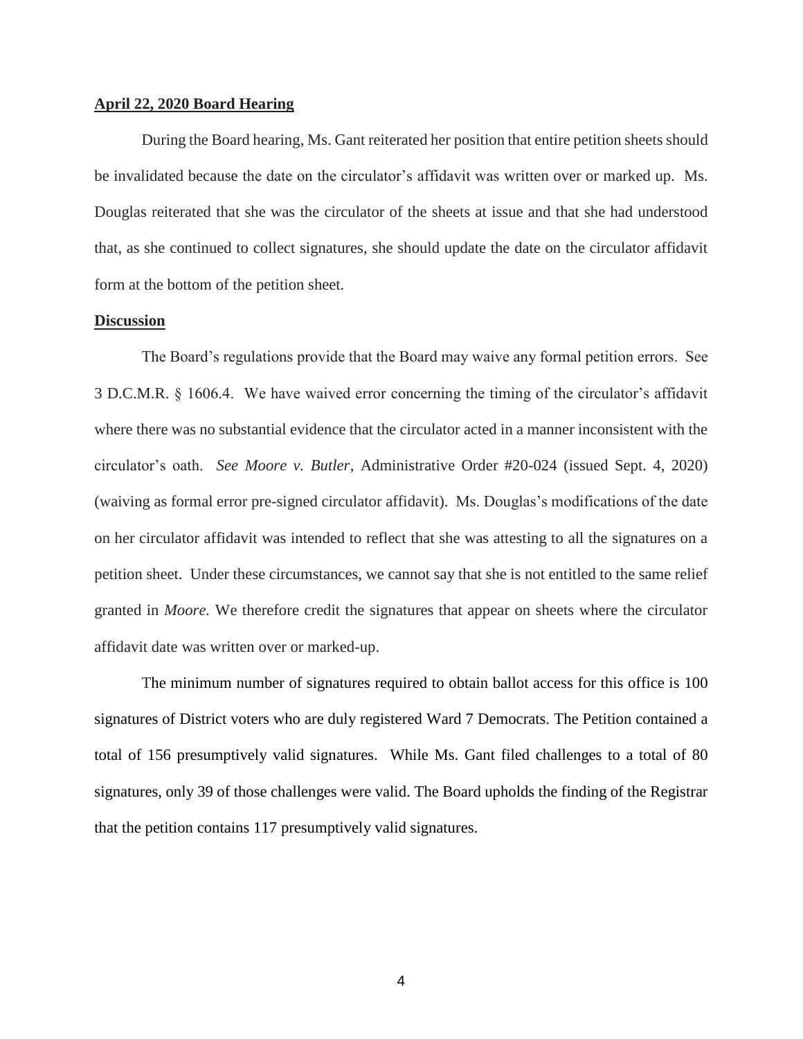**April 22, 2020 Board Hearing**

During the Board hearing, Ms. Gant reiterated her position that entire petition sheets should be invalidated because the date on the circulator's affidavit was written over or marked up. Ms. Douglas reiterated that she was the circulator of the sheets at issue and that she had understood that, as she continued to collect signatures, she should update the date on the circulator affidavit form at the bottom of the petition sheet.

**Discussion**

The Board's regulations provide that the Board may waive any formal petition errors. See 3 D.C.M.R. § 1606.4. We have waived error concerning the timing of the circulator's affidavit where there was no substantial evidence that the circulator acted in a manner inconsistent with the circulator's oath. *See Moore v. Butler*, Administrative Order #20-024 (issued Sept. 4, 2020) (waiving as formal error pre-signed circulator affidavit). Ms. Douglas's modifications of the date on her circulator affidavit was intended to reflect that she was attesting to all the signatures on a petition sheet. Under these circumstances, we cannot say that she is not entitled to the same relief granted in *Moore.* We therefore credit the signatures that appear on sheets where the circulator affidavit date was written over or marked-up.

The minimum number of signatures required to obtain ballot access for this office is 100 signatures of District voters who are duly registered Ward 7 Democrats. The Petition contained a total of 156 presumptively valid signatures. While Ms. Gant filed challenges to a total of 80 signatures, only 39 of those challenges were valid. The Board upholds the finding of the Registrar that the petition contains 117 presumptively valid signatures.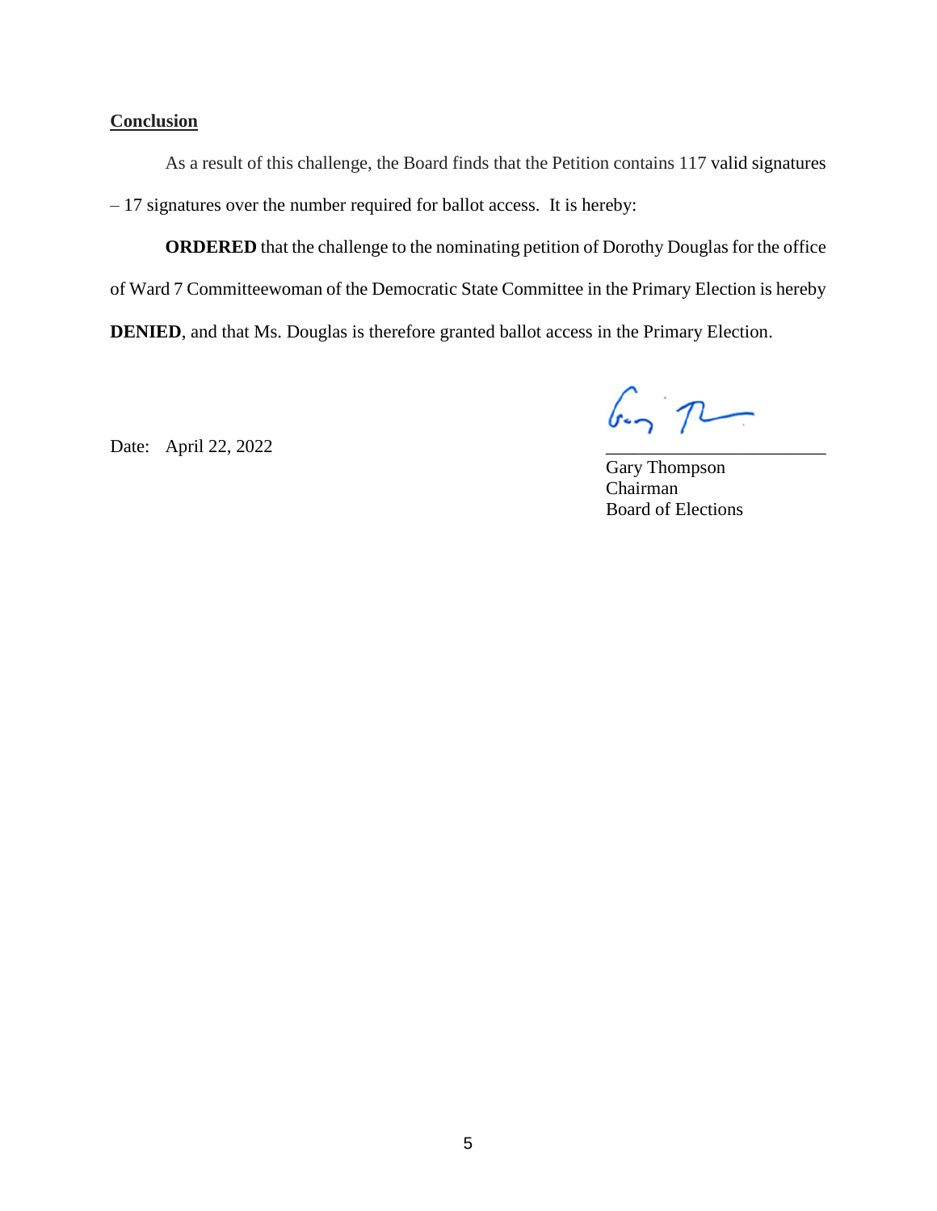## Conclusion

As a result of this challenge, the Board finds that the Petition contains 117 valid signatures – 17 signatures over the number required for ballot access. It is hereby:

**ORDERED** that the challenge to the nominating petition of Dorothy Douglas for the office of Ward 7 Committeewoman of the Democratic State Committee in the Primary Election is hereby **DENIED**, and that Ms. Douglas is therefore granted ballot access in the Primary Election.

Date: April 22, 2022

Gary Thompson
Chairman
Board of Elections